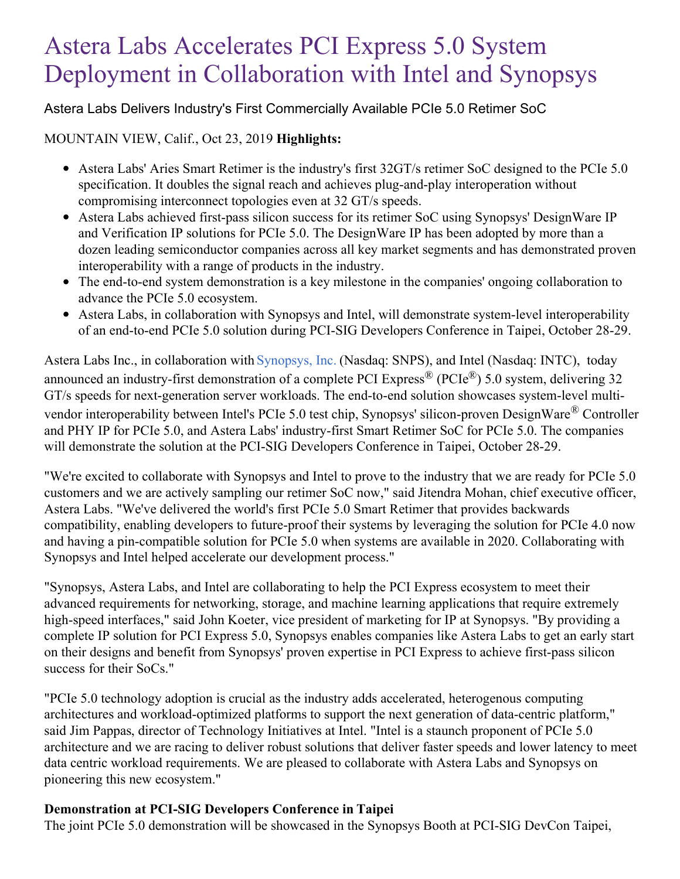# Astera Labs Accelerates PCI Express 5.0 System Deployment in Collaboration with Intel and Synopsys

Astera Labs Delivers Industry's First Commercially Available PCIe 5.0 Retimer SoC

MOUNTAIN VIEW, Calif., Oct 23, 2019 **Highlights:**

- Astera Labs' Aries Smart Retimer is the industry's first 32GT/s retimer SoC designed to the PCIe 5.0 specification. It doubles the signal reach and achieves plug-and-play interoperation without compromising interconnect topologies even at 32 GT/s speeds.
- Astera Labs achieved first-pass silicon success for its retimer SoC using Synopsys' DesignWare IP and Verification IP solutions for PCIe 5.0. The DesignWare IP has been adopted by more than a dozen leading semiconductor companies across all key market segments and has demonstrated proven interoperability with a range of products in the industry.
- The end-to-end system demonstration is a key milestone in the companies' ongoing collaboration to advance the PCIe 5.0 ecosystem.
- Astera Labs, in collaboration with Synopsys and Intel, will demonstrate system-level interoperability of an end-to-end PCIe 5.0 solution during PCI-SIG Developers Conference in Taipei, October 28-29.

Astera Labs Inc., in collaboration with Synopsys, Inc. (Nasdaq: SNPS), and Intel (Nasdaq: INTC), today announced an industry-first demonstration of a complete PCI Express® (PCIe®) 5.0 system, delivering 32 GT/s speeds for next-generation server workloads. The end-to-end solution showcases system-level multi-vendor interoperability between Intel's PCIe 5.0 test chip, Synopsys' silicon-proven DesignWare® Controller and PHY IP for PCIe 5.0, and Astera Labs' industry-first Smart Retimer SoC for PCIe 5.0. The companies will demonstrate the solution at the PCI-SIG Developers Conference in Taipei, October 28-29.

"We're excited to collaborate with Synopsys and Intel to prove to the industry that we are ready for PCIe 5.0 customers and we are actively sampling our retimer SoC now," said Jitendra Mohan, chief executive officer, Astera Labs. "We've delivered the world's first PCIe 5.0 Smart Retimer that provides backwards compatibility, enabling developers to future-proof their systems by leveraging the solution for PCIe 4.0 now and having a pin-compatible solution for PCIe 5.0 when systems are available in 2020. Collaborating with Synopsys and Intel helped accelerate our development process."

"Synopsys, Astera Labs, and Intel are collaborating to help the PCI Express ecosystem to meet their advanced requirements for networking, storage, and machine learning applications that require extremely high-speed interfaces," said John Koeter, vice president of marketing for IP at Synopsys. "By providing a complete IP solution for PCI Express 5.0, Synopsys enables companies like Astera Labs to get an early start on their designs and benefit from Synopsys' proven expertise in PCI Express to achieve first-pass silicon success for their SoCs."

"PCIe 5.0 technology adoption is crucial as the industry adds accelerated, heterogenous computing architectures and workload-optimized platforms to support the next generation of data-centric platform," said Jim Pappas, director of Technology Initiatives at Intel. "Intel is a staunch proponent of PCIe 5.0 architecture and we are racing to deliver robust solutions that deliver faster speeds and lower latency to meet data centric workload requirements. We are pleased to collaborate with Astera Labs and Synopsys on pioneering this new ecosystem."

**Demonstration at PCI-SIG Developers Conference in Taipei**

The joint PCIe 5.0 demonstration will be showcased in the Synopsys Booth at PCI-SIG DevCon Taipei,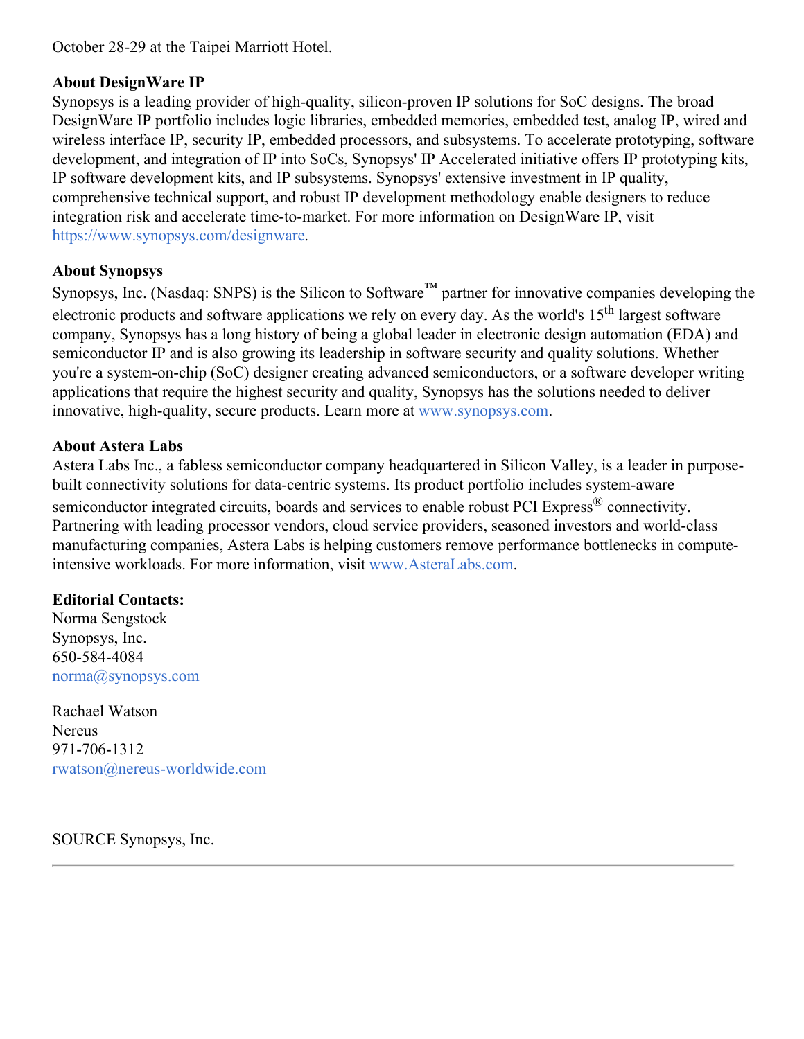October 28-29 at the Taipei Marriott Hotel.

**About DesignWare IP**

Synopsys is a leading provider of high-quality, silicon-proven IP solutions for SoC designs. The broad DesignWare IP portfolio includes logic libraries, embedded memories, embedded test, analog IP, wired and wireless interface IP, security IP, embedded processors, and subsystems. To accelerate prototyping, software development, and integration of IP into SoCs, Synopsys' IP Accelerated initiative offers IP prototyping kits, IP software development kits, and IP subsystems. Synopsys' extensive investment in IP quality, comprehensive technical support, and robust IP development methodology enable designers to reduce integration risk and accelerate time-to-market. For more information on DesignWare IP, visit https://www.synopsys.com/designware.

**About Synopsys**

Synopsys, Inc. (Nasdaq: SNPS) is the Silicon to Software™ partner for innovative companies developing the electronic products and software applications we rely on every day. As the world's 15th largest software company, Synopsys has a long history of being a global leader in electronic design automation (EDA) and semiconductor IP and is also growing its leadership in software security and quality solutions. Whether you're a system-on-chip (SoC) designer creating advanced semiconductors, or a software developer writing applications that require the highest security and quality, Synopsys has the solutions needed to deliver innovative, high-quality, secure products. Learn more at www.synopsys.com.

**About Astera Labs**

Astera Labs Inc., a fabless semiconductor company headquartered in Silicon Valley, is a leader in purpose-built connectivity solutions for data-centric systems. Its product portfolio includes system-aware semiconductor integrated circuits, boards and services to enable robust PCI Express® connectivity. Partnering with leading processor vendors, cloud service providers, seasoned investors and world-class manufacturing companies, Astera Labs is helping customers remove performance bottlenecks in compute-intensive workloads. For more information, visit www.AsteraLabs.com.

**Editorial Contacts:**

Norma Sengstock
Synopsys, Inc.
650-584-4084
norma@synopsys.com

Rachael Watson
Nereus
971-706-1312
rwatson@nereus-worldwide.com

SOURCE Synopsys, Inc.